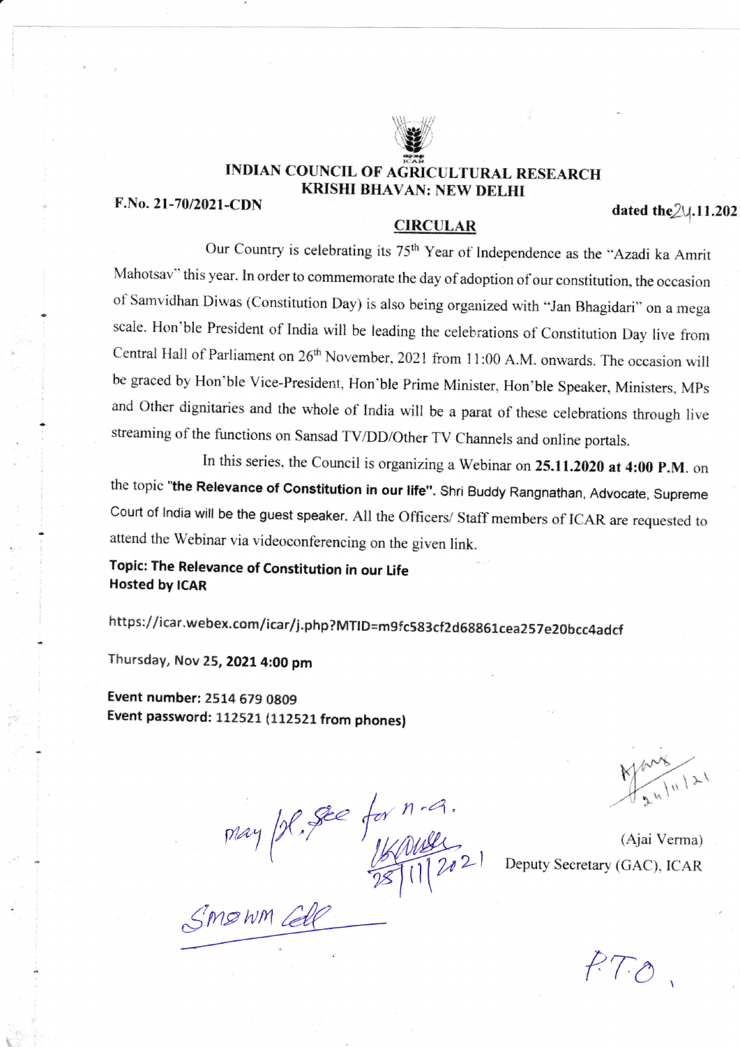# INDIAN COUNCIL OF AGRICULTURAL RESEARCH
## KRISHI BHAVAN: NEW DELHI

**F.No. 21-70/2021-CDN** **dated the 24.11.202**

## CIRCULAR

Our Country is celebrating its 75th Year of Independence as the "Azadi ka Amrit Mahotsav" this year. In order to commemorate the day of adoption of our constitution, the occasion of Samvidhan Diwas (Constitution Day) is also being organized with "Jan Bhagidari" on a mega scale. Hon'ble President of India will be leading the celebrations of Constitution Day live from Central Hall of Parliament on 26th November, 2021 from 11:00 A.M. onwards. The occasion will be graced by Hon'ble Vice-President, Hon'ble Prime Minister, Hon'ble Speaker, Ministers, MPs and Other dignitaries and the whole of India will be a parat of these celebrations through live streaming of the functions on Sansad TV/DD/Other TV Channels and online portals.

In this series, the Council is organizing a Webinar on **25.11.2020 at 4:00 P.M.** on the topic **"the Relevance of Constitution in our life"**. Shri Buddy Rangnathan, Advocate, Supreme Court of India will be the guest speaker. All the Officers/ Staff members of ICAR are requested to attend the Webinar via videoconferencing on the given link.

**Topic: The Relevance of Constitution in our Life**
**Hosted by ICAR**

https://icar.webex.com/icar/j.php?MTID=m9fc583cf2d68861cea257e20bcc4adcf

Thursday, Nov 25, **2021 4:00 pm**

**Event number:** 2514 679 0809
**Event password:** 112521 (112521 from phones)

24/11/21

(Ajai Verma)
Deputy Secretary (GAC), ICAR

May pl. see for n.a.
28/11/2021

SMSWM Cell

P.T.O.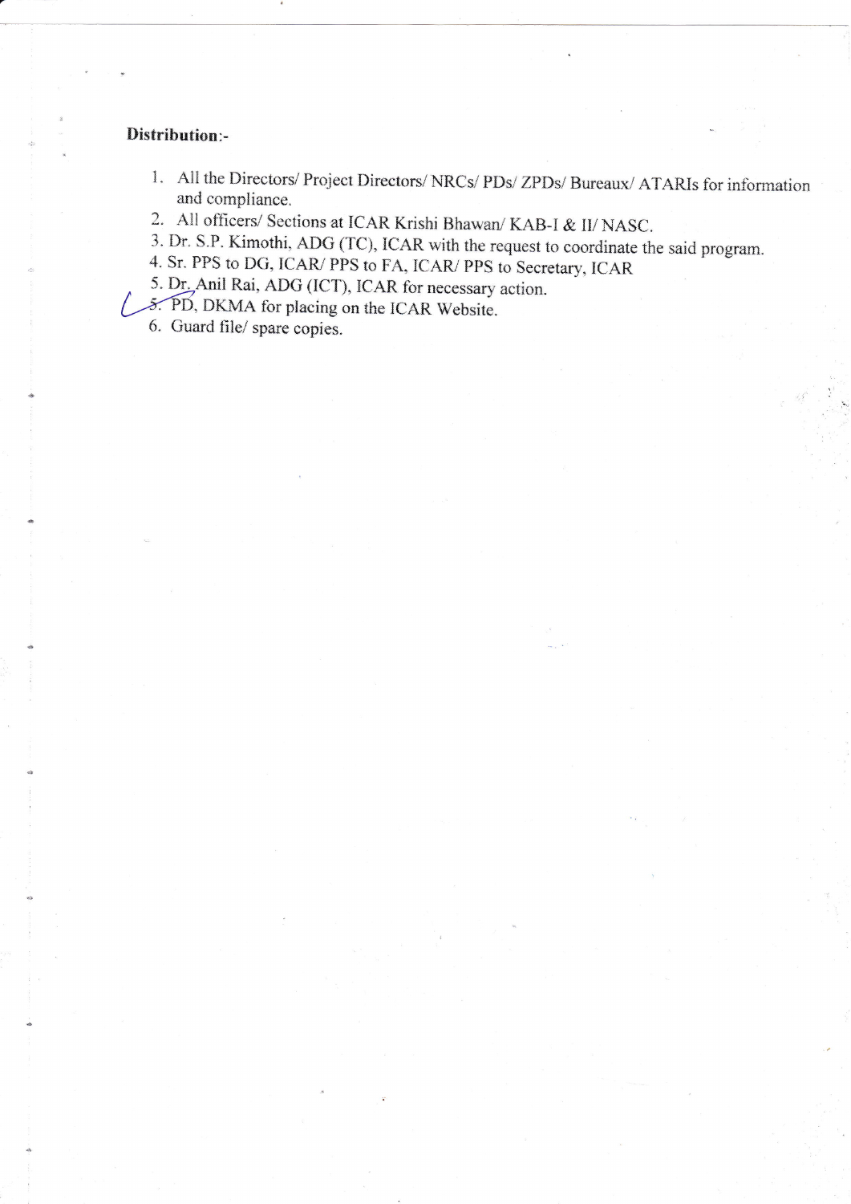**Distribution**:-

1. All the Directors/ Project Directors/ NRCs/ PDs/ ZPDs/ Bureaux/ ATARIs for information and compliance.
2. All officers/ Sections at ICAR Krishi Bhawan/ KAB-I & II/ NASC.
3. Dr. S.P. Kimothi, ADG (TC), ICAR with the request to coordinate the said program.
4. Sr. PPS to DG, ICAR/ PPS to FA, ICAR/ PPS to Secretary, ICAR
5. Dr. Anil Rai, ADG (ICT), ICAR for necessary action.
5. PD, DKMA for placing on the ICAR Website.
6. Guard file/ spare copies.